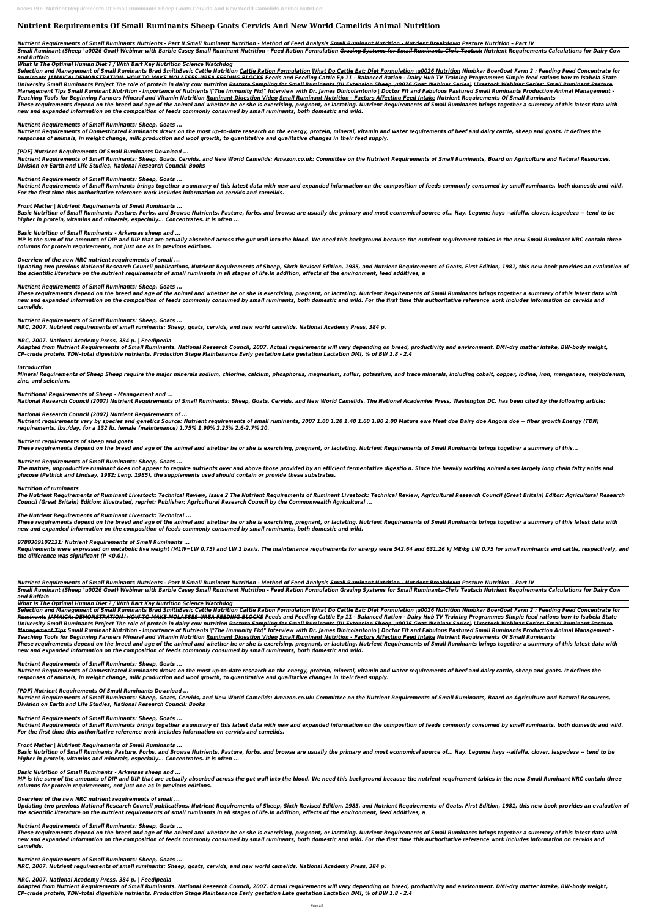# Nutrient Requirements Of Small Ruminants Sheep Goats Cervids And New World Camelids Animal Nutrition

*Nutrient Requirements of Small Ruminants Nutrients - Part II Small Ruminant Nutrition - Method of Feed Analysis ~~Small Ruminant Nutrition - Nutrient Breakdown~~ Pasture Nutrition – Part IV*

*Small Ruminant (Sheep \u0026 Goat) Webinar with Barbie Casey Small Ruminant Nutrition - Feed Ration Formulation ~~Grazing Systems for Small Ruminants-Chris Teutsch~~ Nutrient Requirements Calculations for Dairy Cow and Buffalo*

*What Is The Optimal Human Diet ? / With Bart Kay Nutrition Science Watchdog*

*Selection and Management of Small Ruminants Brad SmithBasic Cattle Nutrition Cattle Ration Formulation What Do Cattle Eat: Diet Formulation \u0026 Nutrition ~~Nimbkar BoerGoat Farm 2 : Feeding~~ ~~Feed Concentrate for Ruminants~~ ~~JAMAICA: DEMONSTRATION- HOW TO MAKE MOLASSES-UREA FEEDING BLOCKS~~ Feeds and Feeding Cattle Ep 11 - Balanced Ration - Dairy Hub TV Training Programmes Simple feed rations how to Isabela State University Small Ruminants Project The role of protein in dairy cow nutrition ~~Pasture Sampling for Small Ruminants (UI Extension Sheep \u0026 Goat Webinar Series)~~ ~~Livestock Webinar Series: Small Ruminant Pasture Management Tips~~ Small Ruminant Nutrition - Importance of Nutrients \"The Immunity Fix\" Interview with Dr. James Dinicolantonio | Doctor Fit and Fabulous Pastured Small Ruminants Production Animal Management - Teaching Tools for Beginning Farmers Mineral and Vitamin Nutrition Ruminant Digestion Video Small Ruminant Nutrition - Factors Affecting Feed Intake Nutrient Requirements Of Small Ruminants*

*These requirements depend on the breed and age of the animal and whether he or she is exercising, pregnant, or lactating. Nutrient Requirements of Small Ruminants brings together a summary of this latest data with new and expanded information on the composition of feeds commonly consumed by small ruminants, both domestic and wild.*

*Nutrient Requirements of Small Ruminants: Sheep, Goats ...*

*Nutrient Requirements of Domesticated Ruminants draws on the most up-to-date research on the energy, protein, mineral, vitamin and water requirements of beef and dairy cattle, sheep and goats. It defines the responses of animals, in weight change, milk production and wool growth, to quantitative and qualitative changes in their feed supply.*

*[PDF] Nutrient Requirements Of Small Ruminants Download ...*

*Nutrient Requirements of Small Ruminants: Sheep, Goats, Cervids, and New World Camelids: Amazon.co.uk: Committee on the Nutrient Requirements of Small Ruminants, Board on Agriculture and Natural Resources, Division on Earth and Life Studies, National Research Council: Books*

*Nutrient Requirements of Small Ruminants: Sheep, Goats ...*

*Nutrient Requirements of Small Ruminants brings together a summary of this latest data with new and expanded information on the composition of feeds commonly consumed by small ruminants, both domestic and wild. For the first time this authoritative reference work includes information on cervids and camelids.*

*Front Matter | Nutrient Requirements of Small Ruminants ...*

*Basic Nutrition of Small Ruminants Pasture, Forbs, and Browse Nutrients. Pasture, forbs, and browse are usually the primary and most economical source of... Hay. Legume hays --alfalfa, clover, lespedeza -- tend to be higher in protein, vitamins and minerals, especially... Concentrates. It is often ...*

*Basic Nutrition of Small Ruminants - Arkansas sheep and ...*

*MP is the sum of the amounts of DIP and UIP that are actually absorbed across the gut wall into the blood. We need this background because the nutrient requirement tables in the new Small Ruminant NRC contain three columns for protein requirements, not just one as in previous editions.*

*Overview of the new NRC nutrient requirements of small ...*

*Updating two previous National Research Council publications, Nutrient Requirements of Sheep, Sixth Revised Edition, 1985, and Nutrient Requirements of Goats, First Edition, 1981, this new book provides an evaluation of the scientific literature on the nutrient requirements of small ruminants in all stages of life.In addition, effects of the environment, feed additives, a*

*Nutrient Requirements of Small Ruminants: Sheep, Goats ...*

*These requirements depend on the breed and age of the animal and whether he or she is exercising, pregnant, or lactating. Nutrient Requirements of Small Ruminants brings together a summary of this latest data with new and expanded information on the composition of feeds commonly consumed by small ruminants, both domestic and wild. For the first time this authoritative reference work includes information on cervids and camelids.*

*Nutrient Requirements of Small Ruminants: Sheep, Goats ...*

*NRC, 2007. Nutrient requirements of small ruminants: Sheep, goats, cervids, and new world camelids. National Academy Press, 384 p.*

*NRC, 2007. National Academy Press, 384 p. | Feedipedia*

*Adapted from Nutrient Requirements of Small Ruminants. National Research Council, 2007. Actual requirements will vary depending on breed, productivity and environment. DMI–dry matter intake, BW–body weight, CP–crude protein, TDN–total digestible nutrients. Production Stage Maintenance Early gestation Late gestation Lactation DMI, % of BW 1.8 - 2.4*

*Introduction*

*Mineral Requirements of Sheep Sheep require the major minerals sodium, chlorine, calcium, phosphorus, magnesium, sulfur, potassium, and trace minerals, including cobalt, copper, iodine, iron, manganese, molybdenum, zinc, and selenium.*

*Nutritional Requirements of Sheep - Management and ...*

*National Research Council (2007) Nutrient Requirements of Small Ruminants: Sheep, Goats, Cervids, and New World Camelids. The National Academies Press, Washington DC. has been cited by the following article:*

*National Research Council (2007) Nutrient Requirements of ...*

*Nutrient requirements vary by species and genetics Source: Nutrient requirements of small ruminants, 2007 1.00 1.20 1.40 1.60 1.80 2.00 Mature ewe Meat doe Dairy doe Angora doe + fiber growth Energy (TDN) requirements, lbs./day, for a 132 lb. female (maintenance) 1.75% 1.90% 2.25% 2.6-2.7% 20.*

*Nutrient requirements of sheep and goats*

*These requirements depend on the breed and age of the animal and whether he or she is exercising, pregnant, or lactating. Nutrient Requirements of Small Ruminants brings together a summary of this...*

*Nutrient Requirements of Small Ruminants: Sheep, Goats ...*

*The mature, unproductive ruminant does not appear to require nutrients over and above those provided by an efficient fermentative digestio n. Since the heavily working animal uses largely long chain fatty acids and glucose (Pethick and Lindsay, 1982; Leng, 1985), the supplements used should contain or provide these substrates.*

*Nutrition of ruminants*

*The Nutrient Requirements of Ruminant Livestock: Technical Review, Issue 2 The Nutrient Requirements of Ruminant Livestock: Technical Review, Agricultural Research Council (Great Britain) Editor: Agricultural Research Council (Great Britain) Edition: illustrated, reprint: Publisher: Agricultural Research Council by the Commonwealth Agricultural ...*

*The Nutrient Requirements of Ruminant Livestock: Technical ...*

*These requirements depend on the breed and age of the animal and whether he or she is exercising, pregnant, or lactating. Nutrient Requirements of Small Ruminants brings together a summary of this latest data with new and expanded information on the composition of feeds commonly consumed by small ruminants, both domestic and wild.*

*9780309102131: Nutrient Requirements of Small Ruminants ...*

*Requirements were expressed on metabolic live weight (MLW=LW 0.75) and LW 1 basis. The maintenance requirements for energy were 542.64 and 631.26 kJ ME/kg LW 0.75 for small ruminants and cattle, respectively, and the difference was significant (P <0.01).*

*Nutrient Requirements of Small Ruminants Nutrients - Part II Small Ruminant Nutrition - Method of Feed Analysis ~~Small Ruminant Nutrition - Nutrient Breakdown~~ Pasture Nutrition – Part IV*

*Small Ruminant (Sheep \u0026 Goat) Webinar with Barbie Casey Small Ruminant Nutrition - Feed Ration Formulation ~~Grazing Systems for Small Ruminants-Chris Teutsch~~ Nutrient Requirements Calculations for Dairy Cow and Buffalo*

*What Is The Optimal Human Diet ? / With Bart Kay Nutrition Science Watchdog*

*Selection and Management of Small Ruminants Brad SmithBasic Cattle Nutrition Cattle Ration Formulation What Do Cattle Eat: Diet Formulation \u0026 Nutrition ~~Nimbkar BoerGoat Farm 2 : Feeding~~ ~~Feed Concentrate for Ruminants~~ ~~JAMAICA: DEMONSTRATION- HOW TO MAKE MOLASSES-UREA FEEDING BLOCKS~~ Feeds and Feeding Cattle Ep 11 - Balanced Ration - Dairy Hub TV Training Programmes Simple feed rations how to Isabela State University Small Ruminants Project The role of protein in dairy cow nutrition ~~Pasture Sampling for Small Ruminants (UI Extension Sheep \u0026 Goat Webinar Series)~~ ~~Livestock Webinar Series: Small Ruminant Pasture Management Tips~~ Small Ruminant Nutrition - Importance of Nutrients \"The Immunity Fix\" Interview with Dr. James Dinicolantonio | Doctor Fit and Fabulous Pastured Small Ruminants Production Animal Management - Teaching Tools for Beginning Farmers Mineral and Vitamin Nutrition Ruminant Digestion Video Small Ruminant Nutrition - Factors Affecting Feed Intake Nutrient Requirements Of Small Ruminants*

*These requirements depend on the breed and age of the animal and whether he or she is exercising, pregnant, or lactating. Nutrient Requirements of Small Ruminants brings together a summary of this latest data with new and expanded information on the composition of feeds commonly consumed by small ruminants, both domestic and wild.*

*Nutrient Requirements of Small Ruminants: Sheep, Goats ...*

*Nutrient Requirements of Domesticated Ruminants draws on the most up-to-date research on the energy, protein, mineral, vitamin and water requirements of beef and dairy cattle, sheep and goats. It defines the responses of animals, in weight change, milk production and wool growth, to quantitative and qualitative changes in their feed supply.*

*[PDF] Nutrient Requirements Of Small Ruminants Download ...*

*Nutrient Requirements of Small Ruminants: Sheep, Goats, Cervids, and New World Camelids: Amazon.co.uk: Committee on the Nutrient Requirements of Small Ruminants, Board on Agriculture and Natural Resources, Division on Earth and Life Studies, National Research Council: Books*

*Nutrient Requirements of Small Ruminants: Sheep, Goats ...*

*Nutrient Requirements of Small Ruminants brings together a summary of this latest data with new and expanded information on the composition of feeds commonly consumed by small ruminants, both domestic and wild. For the first time this authoritative reference work includes information on cervids and camelids.*

*Front Matter | Nutrient Requirements of Small Ruminants ...*

*Basic Nutrition of Small Ruminants Pasture, Forbs, and Browse Nutrients. Pasture, forbs, and browse are usually the primary and most economical source of... Hay. Legume hays --alfalfa, clover, lespedeza -- tend to be higher in protein, vitamins and minerals, especially... Concentrates. It is often ...*

*Basic Nutrition of Small Ruminants - Arkansas sheep and ...*

*MP is the sum of the amounts of DIP and UIP that are actually absorbed across the gut wall into the blood. We need this background because the nutrient requirement tables in the new Small Ruminant NRC contain three columns for protein requirements, not just one as in previous editions.*

*Overview of the new NRC nutrient requirements of small ...*

*Updating two previous National Research Council publications, Nutrient Requirements of Sheep, Sixth Revised Edition, 1985, and Nutrient Requirements of Goats, First Edition, 1981, this new book provides an evaluation of the scientific literature on the nutrient requirements of small ruminants in all stages of life.In addition, effects of the environment, feed additives, a*

*Nutrient Requirements of Small Ruminants: Sheep, Goats ...*

*These requirements depend on the breed and age of the animal and whether he or she is exercising, pregnant, or lactating. Nutrient Requirements of Small Ruminants brings together a summary of this latest data with new and expanded information on the composition of feeds commonly consumed by small ruminants, both domestic and wild. For the first time this authoritative reference work includes information on cervids and camelids.*

*Nutrient Requirements of Small Ruminants: Sheep, Goats ...*

*NRC, 2007. Nutrient requirements of small ruminants: Sheep, goats, cervids, and new world camelids. National Academy Press, 384 p.*

*NRC, 2007. National Academy Press, 384 p. | Feedipedia*

*Adapted from Nutrient Requirements of Small Ruminants. National Research Council, 2007. Actual requirements will vary depending on breed, productivity and environment. DMI–dry matter intake, BW–body weight, CP–crude protein, TDN–total digestible nutrients. Production Stage Maintenance Early gestation Late gestation Lactation DMI, % of BW 1.8 - 2.4*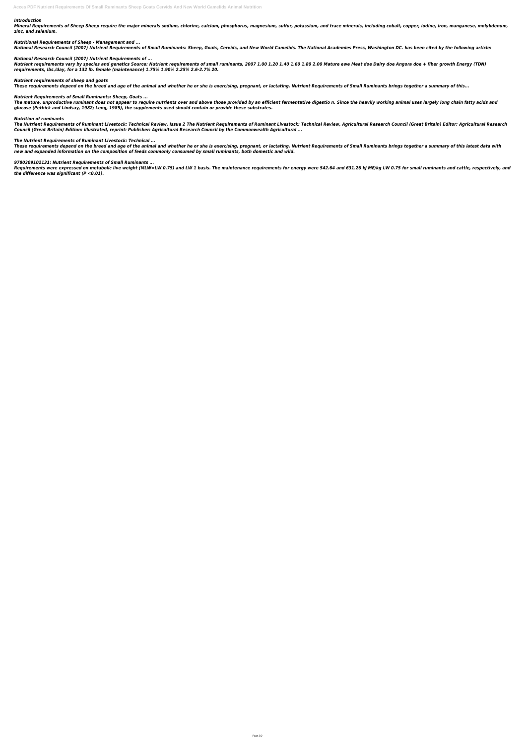*Introduction*

***Mineral Requirements of Sheep Sheep require the major minerals sodium, chlorine, calcium, phosphorus, magnesium, sulfur, potassium, and trace minerals, including cobalt, copper, iodine, iron, manganese, molybdenum, zinc, and selenium.***

*Nutritional Requirements of Sheep - Management and ...*

***National Research Council (2007) Nutrient Requirements of Small Ruminants: Sheep, Goats, Cervids, and New World Camelids. The National Academies Press, Washington DC. has been cited by the following article:***

*National Research Council (2007) Nutrient Requirements of ...*

***Nutrient requirements vary by species and genetics Source: Nutrient requirements of small ruminants, 2007 1.00 1.20 1.40 1.60 1.80 2.00 Mature ewe Meat doe Dairy doe Angora doe + fiber growth Energy (TDN) requirements, lbs./day, for a 132 lb. female (maintenance) 1.75% 1.90% 2.25% 2.6-2.7% 20.***

*Nutrient requirements of sheep and goats*

***These requirements depend on the breed and age of the animal and whether he or she is exercising, pregnant, or lactating. Nutrient Requirements of Small Ruminants brings together a summary of this...***

*Nutrient Requirements of Small Ruminants: Sheep, Goats ...*

***The mature, unproductive ruminant does not appear to require nutrients over and above those provided by an efficient fermentative digestio n. Since the heavily working animal uses largely long chain fatty acids and glucose (Pethick and Lindsay, 1982; Leng, 1985), the supplements used should contain or provide these substrates.***

*Nutrition of ruminants*

***The Nutrient Requirements of Ruminant Livestock: Technical Review, Issue 2 The Nutrient Requirements of Ruminant Livestock: Technical Review, Agricultural Research Council (Great Britain) Editor: Agricultural Research Council (Great Britain) Edition: illustrated, reprint: Publisher: Agricultural Research Council by the Commonwealth Agricultural ...***

*The Nutrient Requirements of Ruminant Livestock: Technical ...*

***These requirements depend on the breed and age of the animal and whether he or she is exercising, pregnant, or lactating. Nutrient Requirements of Small Ruminants brings together a summary of this latest data with new and expanded information on the composition of feeds commonly consumed by small ruminants, both domestic and wild.***

*9780309102131: Nutrient Requirements of Small Ruminants ...*

***Requirements were expressed on metabolic live weight (MLW=LW 0.75) and LW 1 basis. The maintenance requirements for energy were 542.64 and 631.26 kJ ME/kg LW 0.75 for small ruminants and cattle, respectively, and the difference was significant ($P < 0.01$).***